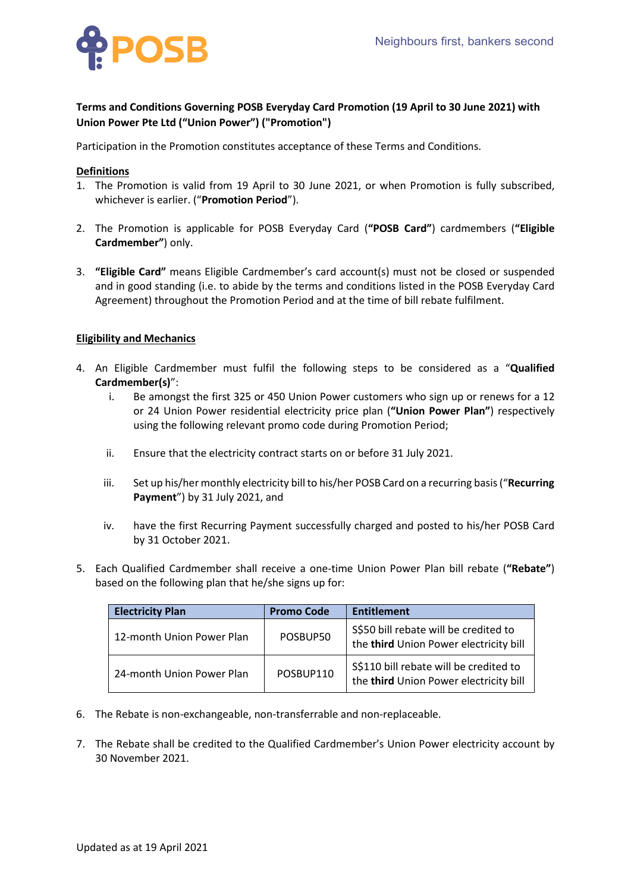POSB

Neighbours first, bankers second

**Terms and Conditions Governing POSB Everyday Card Promotion (19 April to 30 June 2021) with Union Power Pte Ltd ("Union Power") ("Promotion")**

Participation in the Promotion constitutes acceptance of these Terms and Conditions.

**Definitions**

1. The Promotion is valid from 19 April to 30 June 2021, or when Promotion is fully subscribed, whichever is earlier. ("**Promotion Period**").

2. The Promotion is applicable for POSB Everyday Card (**"POSB Card"**) cardmembers (**"Eligible Cardmember"**) only.

3. **"Eligible Card"** means Eligible Cardmember's card account(s) must not be closed or suspended and in good standing (i.e. to abide by the terms and conditions listed in the POSB Everyday Card Agreement) throughout the Promotion Period and at the time of bill rebate fulfilment.

**Eligibility and Mechanics**

4. An Eligible Cardmember must fulfil the following steps to be considered as a "**Qualified Cardmember(s)**":
   i. Be amongst the first 325 or 450 Union Power customers who sign up or renews for a 12 or 24 Union Power residential electricity price plan (**"Union Power Plan"**) respectively using the following relevant promo code during Promotion Period;

   ii. Ensure that the electricity contract starts on or before 31 July 2021.

   iii. Set up his/her monthly electricity bill to his/her POSB Card on a recurring basis ("**Recurring Payment**") by 31 July 2021, and

   iv. have the first Recurring Payment successfully charged and posted to his/her POSB Card by 31 October 2021.

5. Each Qualified Cardmember shall receive a one-time Union Power Plan bill rebate (**"Rebate"**) based on the following plan that he/she signs up for:

| Electricity Plan | Promo Code | Entitlement |
|---|---|---|
| 12-month Union Power Plan | POSBUP50 | S$50 bill rebate will be credited to the **third** Union Power electricity bill |
| 24-month Union Power Plan | POSBUP110 | S$110 bill rebate will be credited to the **third** Union Power electricity bill |

6. The Rebate is non-exchangeable, non-transferrable and non-replaceable.

7. The Rebate shall be credited to the Qualified Cardmember's Union Power electricity account by 30 November 2021.

Updated as at 19 April 2021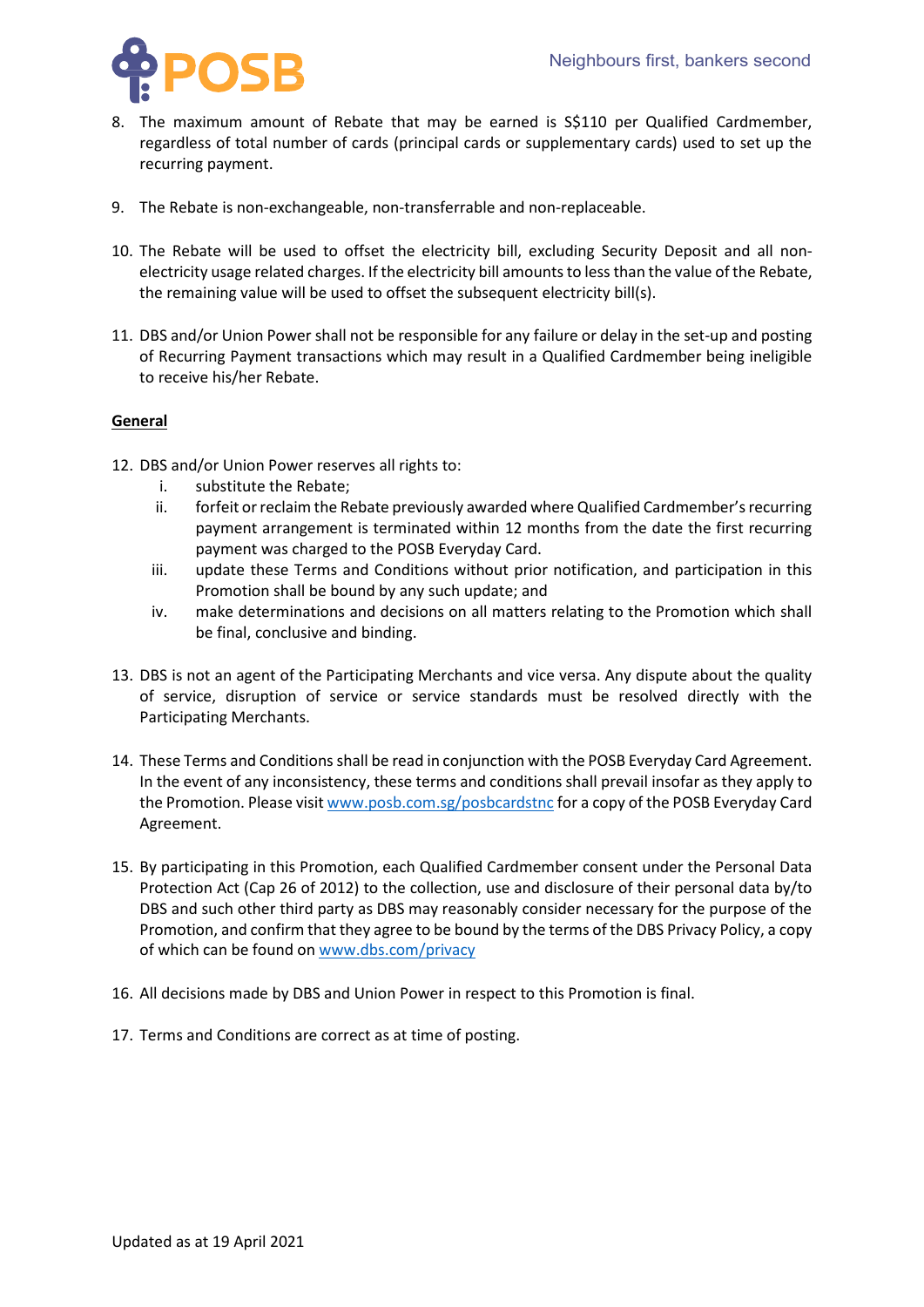8. The maximum amount of Rebate that may be earned is S$110 per Qualified Cardmember, regardless of total number of cards (principal cards or supplementary cards) used to set up the recurring payment.

9. The Rebate is non-exchangeable, non-transferrable and non-replaceable.

10. The Rebate will be used to offset the electricity bill, excluding Security Deposit and all non-electricity usage related charges. If the electricity bill amounts to less than the value of the Rebate, the remaining value will be used to offset the subsequent electricity bill(s).

11. DBS and/or Union Power shall not be responsible for any failure or delay in the set-up and posting of Recurring Payment transactions which may result in a Qualified Cardmember being ineligible to receive his/her Rebate.

**General**

12. DBS and/or Union Power reserves all rights to:
    i. substitute the Rebate;
    ii. forfeit or reclaim the Rebate previously awarded where Qualified Cardmember's recurring payment arrangement is terminated within 12 months from the date the first recurring payment was charged to the POSB Everyday Card.
    iii. update these Terms and Conditions without prior notification, and participation in this Promotion shall be bound by any such update; and
    iv. make determinations and decisions on all matters relating to the Promotion which shall be final, conclusive and binding.

13. DBS is not an agent of the Participating Merchants and vice versa. Any dispute about the quality of service, disruption of service or service standards must be resolved directly with the Participating Merchants.

14. These Terms and Conditions shall be read in conjunction with the POSB Everyday Card Agreement. In the event of any inconsistency, these terms and conditions shall prevail insofar as they apply to the Promotion. Please visit www.posb.com.sg/posbcardstnc for a copy of the POSB Everyday Card Agreement.

15. By participating in this Promotion, each Qualified Cardmember consent under the Personal Data Protection Act (Cap 26 of 2012) to the collection, use and disclosure of their personal data by/to DBS and such other third party as DBS may reasonably consider necessary for the purpose of the Promotion, and confirm that they agree to be bound by the terms of the DBS Privacy Policy, a copy of which can be found on www.dbs.com/privacy

16. All decisions made by DBS and Union Power in respect to this Promotion is final.

17. Terms and Conditions are correct as at time of posting.

Updated as at 19 April 2021